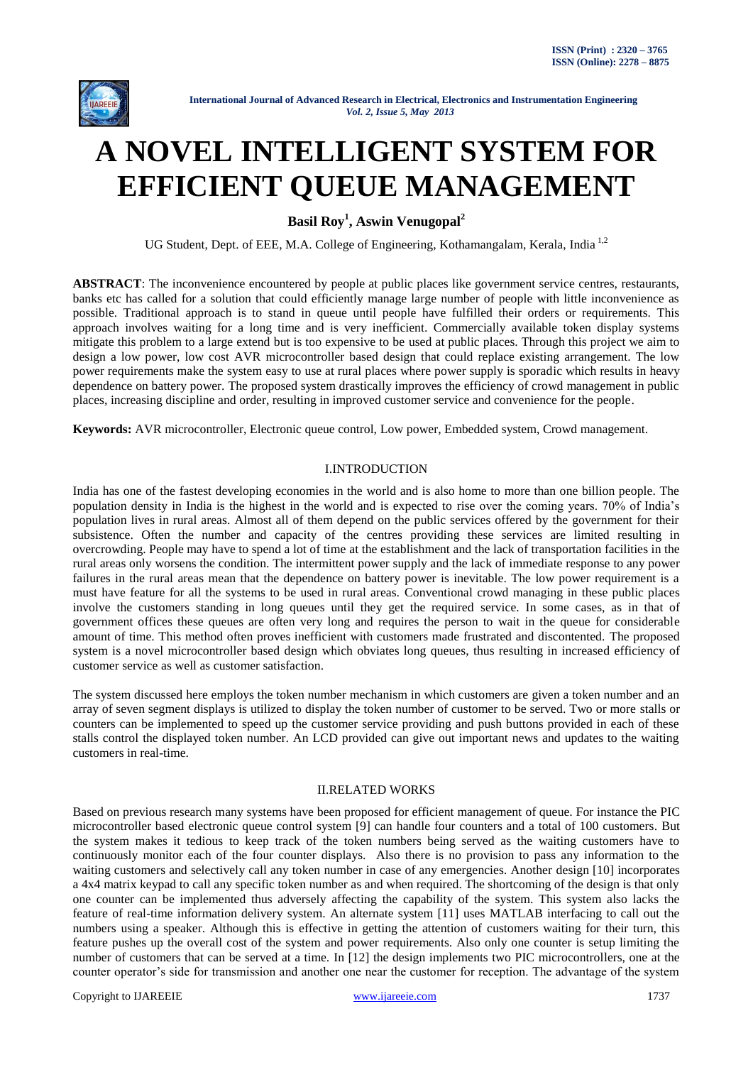# A NOVEL INTELLIGENT SYSTEM FOR EFFICIENT QUEUE MANAGEMENT

**Basil Roy[1], Aswin Venugopal[2]**

UG Student, Dept. of EEE, M.A. College of Engineering, Kothamangalam, Kerala, India [1,2]

**ABSTRACT**: The inconvenience encountered by people at public places like government service centres, restaurants, banks etc has called for a solution that could efficiently manage large number of people with little inconvenience as possible. Traditional approach is to stand in queue until people have fulfilled their orders or requirements. This approach involves waiting for a long time and is very inefficient. Commercially available token display systems mitigate this problem to a large extend but is too expensive to be used at public places. Through this project we aim to design a low power, low cost AVR microcontroller based design that could replace existing arrangement. The low power requirements make the system easy to use at rural places where power supply is sporadic which results in heavy dependence on battery power. The proposed system drastically improves the efficiency of crowd management in public places, increasing discipline and order, resulting in improved customer service and convenience for the people.

**Keywords:** AVR microcontroller, Electronic queue control, Low power, Embedded system, Crowd management.

## I.INTRODUCTION

India has one of the fastest developing economies in the world and is also home to more than one billion people. The population density in India is the highest in the world and is expected to rise over the coming years. 70% of India's population lives in rural areas. Almost all of them depend on the public services offered by the government for their subsistence. Often the number and capacity of the centres providing these services are limited resulting in overcrowding. People may have to spend a lot of time at the establishment and the lack of transportation facilities in the rural areas only worsens the condition. The intermittent power supply and the lack of immediate response to any power failures in the rural areas mean that the dependence on battery power is inevitable. The low power requirement is a must have feature for all the systems to be used in rural areas. Conventional crowd managing in these public places involve the customers standing in long queues until they get the required service. In some cases, as in that of government offices these queues are often very long and requires the person to wait in the queue for considerable amount of time. This method often proves inefficient with customers made frustrated and discontented. The proposed system is a novel microcontroller based design which obviates long queues, thus resulting in increased efficiency of customer service as well as customer satisfaction.

The system discussed here employs the token number mechanism in which customers are given a token number and an array of seven segment displays is utilized to display the token number of customer to be served. Two or more stalls or counters can be implemented to speed up the customer service providing and push buttons provided in each of these stalls control the displayed token number. An LCD provided can give out important news and updates to the waiting customers in real-time.

## II.RELATED WORKS

Based on previous research many systems have been proposed for efficient management of queue. For instance the PIC microcontroller based electronic queue control system [9] can handle four counters and a total of 100 customers. But the system makes it tedious to keep track of the token numbers being served as the waiting customers have to continuously monitor each of the four counter displays. Also there is no provision to pass any information to the waiting customers and selectively call any token number in case of any emergencies. Another design [10] incorporates a 4x4 matrix keypad to call any specific token number as and when required. The shortcoming of the design is that only one counter can be implemented thus adversely affecting the capability of the system. This system also lacks the feature of real-time information delivery system. An alternate system [11] uses MATLAB interfacing to call out the numbers using a speaker. Although this is effective in getting the attention of customers waiting for their turn, this feature pushes up the overall cost of the system and power requirements. Also only one counter is setup limiting the number of customers that can be served at a time. In [12] the design implements two PIC microcontrollers, one at the counter operator's side for transmission and another one near the customer for reception. The advantage of the system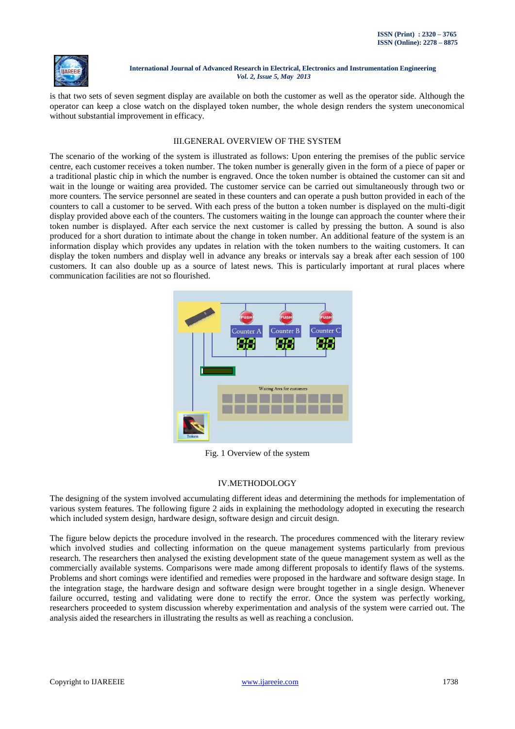is that two sets of seven segment display are available on both the customer as well as the operator side. Although the operator can keep a close watch on the displayed token number, the whole design renders the system uneconomical without substantial improvement in efficacy.

## III.GENERAL OVERVIEW OF THE SYSTEM

The scenario of the working of the system is illustrated as follows: Upon entering the premises of the public service centre, each customer receives a token number. The token number is generally given in the form of a piece of paper or a traditional plastic chip in which the number is engraved. Once the token number is obtained the customer can sit and wait in the lounge or waiting area provided. The customer service can be carried out simultaneously through two or more counters. The service personnel are seated in these counters and can operate a push button provided in each of the counters to call a customer to be served. With each press of the button a token number is displayed on the multi-digit display provided above each of the counters. The customers waiting in the lounge can approach the counter where their token number is displayed. After each service the next customer is called by pressing the button. A sound is also produced for a short duration to intimate about the change in token number. An additional feature of the system is an information display which provides any updates in relation with the token numbers to the waiting customers. It can display the token numbers and display well in advance any breaks or intervals say a break after each session of 100 customers. It can also double up as a source of latest news. This is particularly important at rural places where communication facilities are not so flourished.

Fig. 1 Overview of the system

## IV.METHODOLOGY

The designing of the system involved accumulating different ideas and determining the methods for implementation of various system features. The following figure 2 aids in explaining the methodology adopted in executing the research which included system design, hardware design, software design and circuit design.

The figure below depicts the procedure involved in the research. The procedures commenced with the literary review which involved studies and collecting information on the queue management systems particularly from previous research. The researchers then analysed the existing development state of the queue management system as well as the commercially available systems. Comparisons were made among different proposals to identify flaws of the systems. Problems and short comings were identified and remedies were proposed in the hardware and software design stage. In the integration stage, the hardware design and software design were brought together in a single design. Whenever failure occurred, testing and validating were done to rectify the error. Once the system was perfectly working, researchers proceeded to system discussion whereby experimentation and analysis of the system were carried out. The analysis aided the researchers in illustrating the results as well as reaching a conclusion.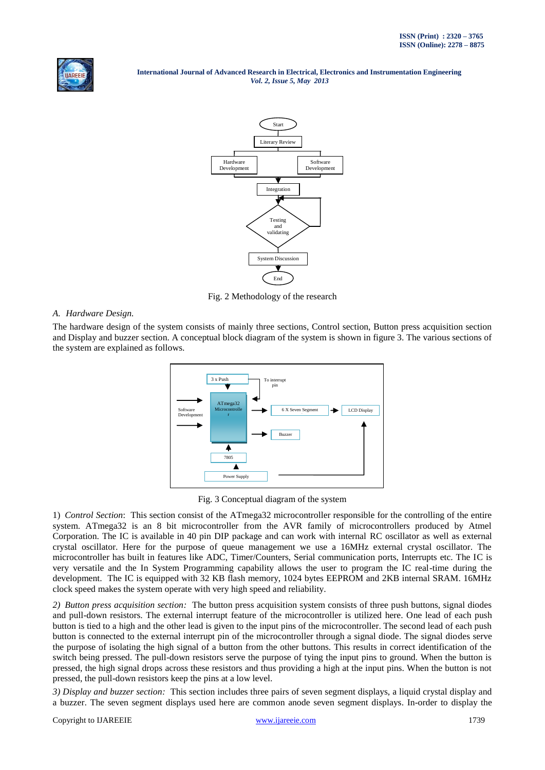Fig. 2 Methodology of the research

## A. Hardware Design.

The hardware design of the system consists of mainly three sections, Control section, Button press acquisition section and Display and buzzer section. A conceptual block diagram of the system is shown in figure 3. The various sections of the system are explained as follows.

Fig. 3 Conceptual diagram of the system

1) *Control Section*: This section consist of the ATmega32 microcontroller responsible for the controlling of the entire system. ATmega32 is an 8 bit microcontroller from the AVR family of microcontrollers produced by Atmel Corporation. The IC is available in 40 pin DIP package and can work with internal RC oscillator as well as external crystal oscillator. Here for the purpose of queue management we use a 16MHz external crystal oscillator. The microcontroller has built in features like ADC, Timer/Counters, Serial communication ports, Interrupts etc. The IC is very versatile and the In System Programming capability allows the user to program the IC real-time during the development. The IC is equipped with 32 KB flash memory, 1024 bytes EEPROM and 2KB internal SRAM. 16MHz clock speed makes the system operate with very high speed and reliability.

*2) Button press acquisition section:* The button press acquisition system consists of three push buttons, signal diodes and pull-down resistors. The external interrupt feature of the microcontroller is utilized here. One lead of each push button is tied to a high and the other lead is given to the input pins of the microcontroller. The second lead of each push button is connected to the external interrupt pin of the microcontroller through a signal diode. The signal diodes serve the purpose of isolating the high signal of a button from the other buttons. This results in correct identification of the switch being pressed. The pull-down resistors serve the purpose of tying the input pins to ground. When the button is pressed, the high signal drops across these resistors and thus providing a high at the input pins. When the button is not pressed, the pull-down resistors keep the pins at a low level.

*3) Display and buzzer section:* This section includes three pairs of seven segment displays, a liquid crystal display and a buzzer. The seven segment displays used here are common anode seven segment displays. In-order to display the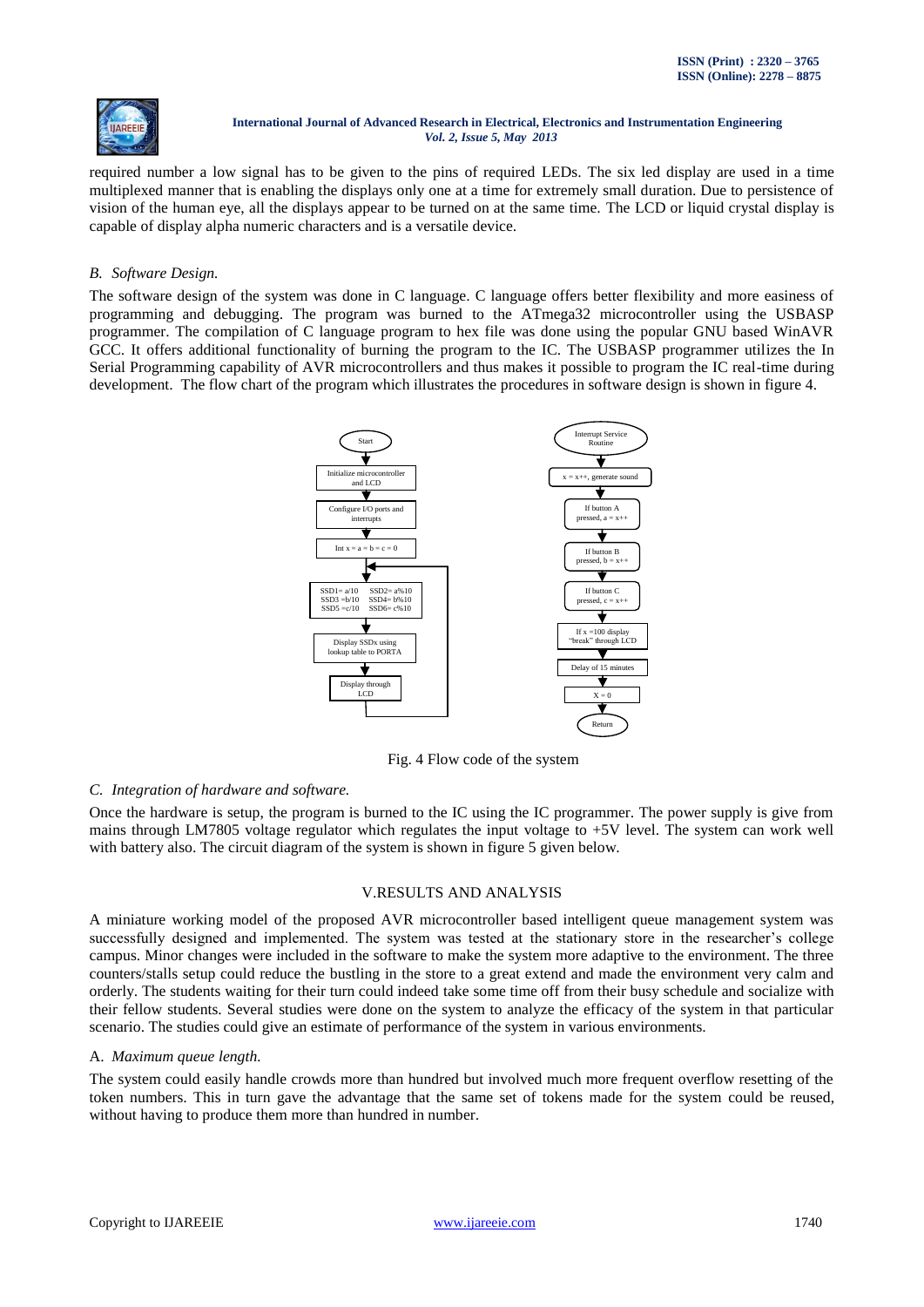required number a low signal has to be given to the pins of required LEDs. The six led display are used in a time multiplexed manner that is enabling the displays only one at a time for extremely small duration. Due to persistence of vision of the human eye, all the displays appear to be turned on at the same time. The LCD or liquid crystal display is capable of display alpha numeric characters and is a versatile device.

### *B. Software Design.*

The software design of the system was done in C language. C language offers better flexibility and more easiness of programming and debugging. The program was burned to the ATmega32 microcontroller using the USBASP programmer. The compilation of C language program to hex file was done using the popular GNU based WinAVR GCC. It offers additional functionality of burning the program to the IC. The USBASP programmer utilizes the In Serial Programming capability of AVR microcontrollers and thus makes it possible to program the IC real-time during development. The flow chart of the program which illustrates the procedures in software design is shown in figure 4.

Start → Initialize microcontroller and LCD → Configure I/O ports and interrupts → Int x = a = b = c = 0 → SSD1= a/10, SSD2= a%10, SSD3 =b/10, SSD4= b%10, SSD5 =c/10, SSD6= c%10 → Display SSDx using lookup table to PORTA → Display through LCD → (loop)

Interrupt Service Routine → x = x++, generate sound → If button A pressed, a = x++ → If button B pressed, b = x++ → If button C pressed, c = x++ → If x =100 display "break" through LCD → Delay of 15 minutes → X = 0 → Return

Fig. 4 Flow code of the system

### *C. Integration of hardware and software.*

Once the hardware is setup, the program is burned to the IC using the IC programmer. The power supply is give from mains through LM7805 voltage regulator which regulates the input voltage to +5V level. The system can work well with battery also. The circuit diagram of the system is shown in figure 5 given below.

## V.RESULTS AND ANALYSIS

A miniature working model of the proposed AVR microcontroller based intelligent queue management system was successfully designed and implemented. The system was tested at the stationary store in the researcher's college campus. Minor changes were included in the software to make the system more adaptive to the environment. The three counters/stalls setup could reduce the bustling in the store to a great extend and made the environment very calm and orderly. The students waiting for their turn could indeed take some time off from their busy schedule and socialize with their fellow students. Several studies were done on the system to analyze the efficacy of the system in that particular scenario. The studies could give an estimate of performance of the system in various environments.

### A. *Maximum queue length.*

The system could easily handle crowds more than hundred but involved much more frequent overflow resetting of the token numbers. This in turn gave the advantage that the same set of tokens made for the system could be reused, without having to produce them more than hundred in number.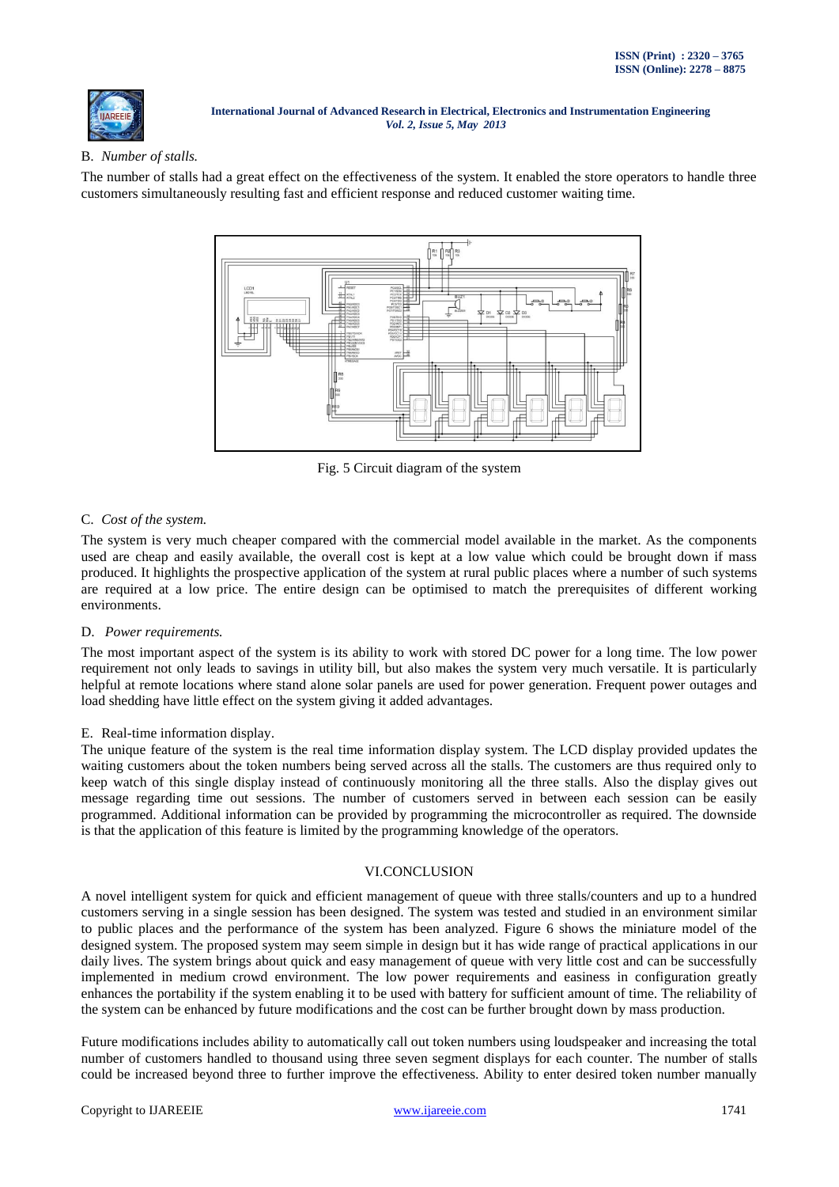B. *Number of stalls.*

The number of stalls had a great effect on the effectiveness of the system. It enabled the store operators to handle three customers simultaneously resulting fast and efficient response and reduced customer waiting time.

Fig. 5 Circuit diagram of the system

C. *Cost of the system.*

The system is very much cheaper compared with the commercial model available in the market. As the components used are cheap and easily available, the overall cost is kept at a low value which could be brought down if mass produced. It highlights the prospective application of the system at rural public places where a number of such systems are required at a low price. The entire design can be optimised to match the prerequisites of different working environments.

D. *Power requirements.*

The most important aspect of the system is its ability to work with stored DC power for a long time. The low power requirement not only leads to savings in utility bill, but also makes the system very much versatile. It is particularly helpful at remote locations where stand alone solar panels are used for power generation. Frequent power outages and load shedding have little effect on the system giving it added advantages.

E. Real-time information display.

The unique feature of the system is the real time information display system. The LCD display provided updates the waiting customers about the token numbers being served across all the stalls. The customers are thus required only to keep watch of this single display instead of continuously monitoring all the three stalls. Also the display gives out message regarding time out sessions. The number of customers served in between each session can be easily programmed. Additional information can be provided by programming the microcontroller as required. The downside is that the application of this feature is limited by the programming knowledge of the operators.

## VI.CONCLUSION

A novel intelligent system for quick and efficient management of queue with three stalls/counters and up to a hundred customers serving in a single session has been designed. The system was tested and studied in an environment similar to public places and the performance of the system has been analyzed. Figure 6 shows the miniature model of the designed system. The proposed system may seem simple in design but it has wide range of practical applications in our daily lives. The system brings about quick and easy management of queue with very little cost and can be successfully implemented in medium crowd environment. The low power requirements and easiness in configuration greatly enhances the portability if the system enabling it to be used with battery for sufficient amount of time. The reliability of the system can be enhanced by future modifications and the cost can be further brought down by mass production.

Future modifications includes ability to automatically call out token numbers using loudspeaker and increasing the total number of customers handled to thousand using three seven segment displays for each counter. The number of stalls could be increased beyond three to further improve the effectiveness. Ability to enter desired token number manually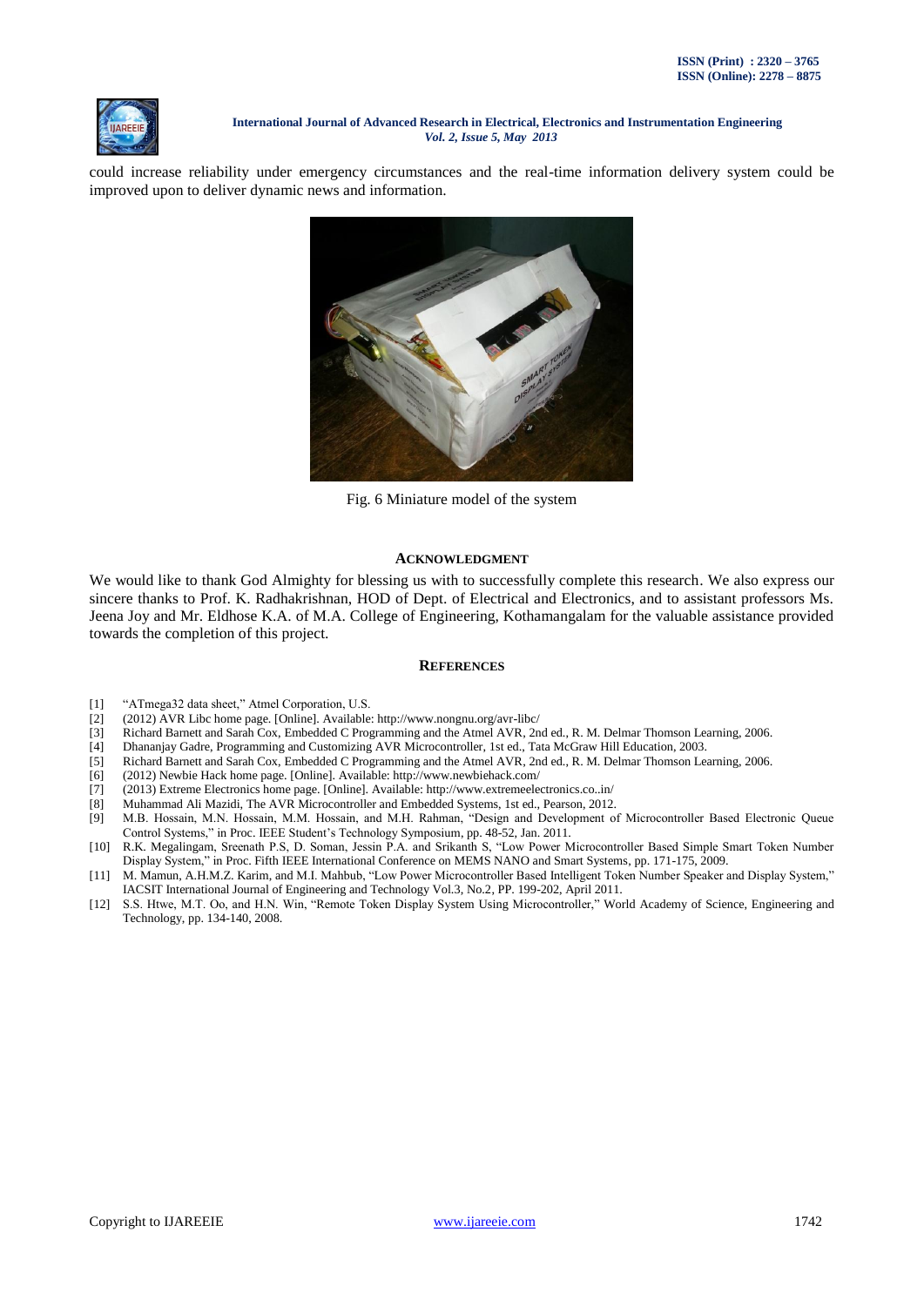could increase reliability under emergency circumstances and the real-time information delivery system could be improved upon to deliver dynamic news and information.

Fig. 6 Miniature model of the system

## ACKNOWLEDGMENT

We would like to thank God Almighty for blessing us with to successfully complete this research. We also express our sincere thanks to Prof. K. Radhakrishnan, HOD of Dept. of Electrical and Electronics, and to assistant professors Ms. Jeena Joy and Mr. Eldhose K.A. of M.A. College of Engineering, Kothamangalam for the valuable assistance provided towards the completion of this project.

## REFERENCES

[1] "ATmega32 data sheet," Atmel Corporation, U.S.

[2] (2012) AVR Libc home page. [Online]. Available: http://www.nongnu.org/avr-libc/

[3] Richard Barnett and Sarah Cox, Embedded C Programming and the Atmel AVR, 2nd ed., R. M. Delmar Thomson Learning, 2006.

[4] Dhananjay Gadre, Programming and Customizing AVR Microcontroller, 1st ed., Tata McGraw Hill Education, 2003.

[5] Richard Barnett and Sarah Cox, Embedded C Programming and the Atmel AVR, 2nd ed., R. M. Delmar Thomson Learning, 2006.

[6] (2012) Newbie Hack home page. [Online]. Available: http://www.newbiehack.com/

[7] (2013) Extreme Electronics home page. [Online]. Available: http://www.extremeelectronics.co..in/

[8] Muhammad Ali Mazidi, The AVR Microcontroller and Embedded Systems, 1st ed., Pearson, 2012.

[9] M.B. Hossain, M.N. Hossain, M.M. Hossain, and M.H. Rahman, "Design and Development of Microcontroller Based Electronic Queue Control Systems," in Proc. IEEE Student's Technology Symposium, pp. 48-52, Jan. 2011.

[10] R.K. Megalingam, Sreenath P.S, D. Soman, Jessin P.A. and Srikanth S, "Low Power Microcontroller Based Simple Smart Token Number Display System," in Proc. Fifth IEEE International Conference on MEMS NANO and Smart Systems, pp. 171-175, 2009.

[11] M. Mamun, A.H.M.Z. Karim, and M.I. Mahbub, "Low Power Microcontroller Based Intelligent Token Number Speaker and Display System," IACSIT International Journal of Engineering and Technology Vol.3, No.2, PP. 199-202, April 2011.

[12] S.S. Htwe, M.T. Oo, and H.N. Win, "Remote Token Display System Using Microcontroller," World Academy of Science, Engineering and Technology, pp. 134-140, 2008.